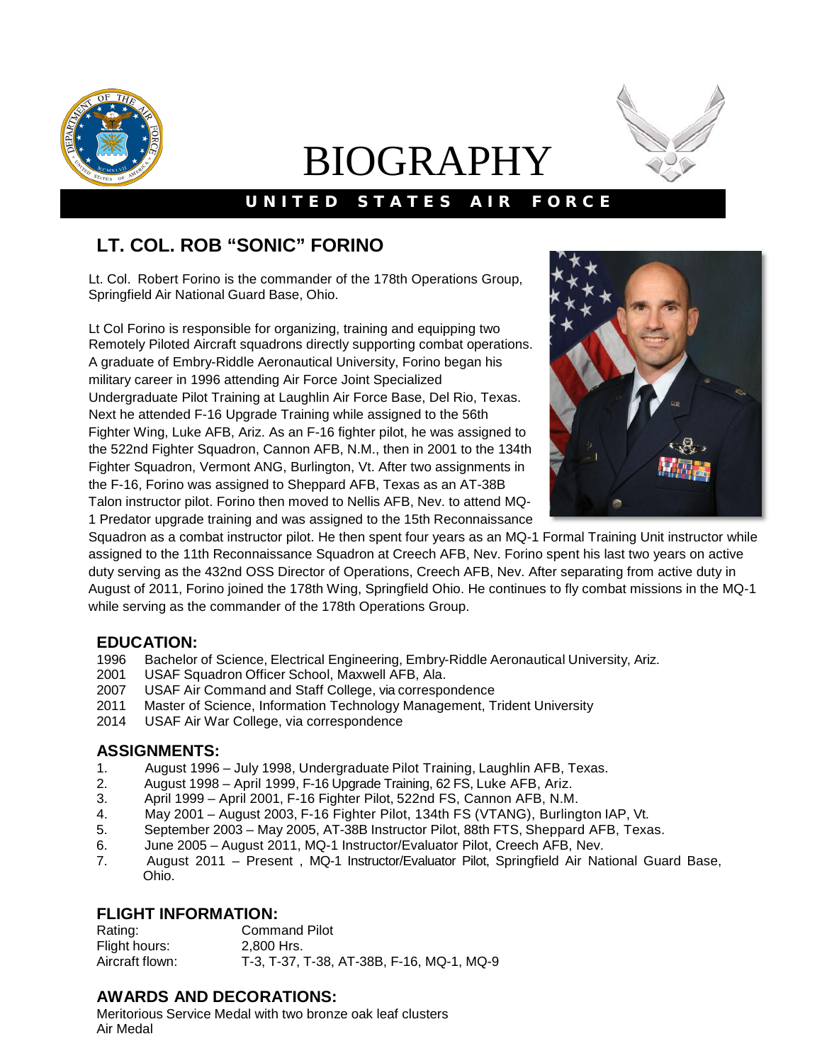# BIOGRAPHY

**UNITED STATES AIR FORCE**

## LT. COL. ROB "SONIC" FORINO

Lt. Col. Robert Forino is the commander of the 178th Operations Group, Springfield Air National Guard Base, Ohio.

Lt Col Forino is responsible for organizing, training and equipping two Remotely Piloted Aircraft squadrons directly supporting combat operations. A graduate of Embry-Riddle Aeronautical University, Forino began his military career in 1996 attending Air Force Joint Specialized Undergraduate Pilot Training at Laughlin Air Force Base, Del Rio, Texas. Next he attended F-16 Upgrade Training while assigned to the 56th Fighter Wing, Luke AFB, Ariz. As an F-16 fighter pilot, he was assigned to the 522nd Fighter Squadron, Cannon AFB, N.M., then in 2001 to the 134th Fighter Squadron, Vermont ANG, Burlington, Vt. After two assignments in the F-16, Forino was assigned to Sheppard AFB, Texas as an AT-38B Talon instructor pilot. Forino then moved to Nellis AFB, Nev. to attend MQ-1 Predator upgrade training and was assigned to the 15th Reconnaissance Squadron as a combat instructor pilot. He then spent four years as an MQ-1 Formal Training Unit instructor while assigned to the 11th Reconnaissance Squadron at Creech AFB, Nev. Forino spent his last two years on active duty serving as the 432nd OSS Director of Operations, Creech AFB, Nev. After separating from active duty in August of 2011, Forino joined the 178th Wing, Springfield Ohio. He continues to fly combat missions in the MQ-1 while serving as the commander of the 178th Operations Group.

### EDUCATION:

1996 Bachelor of Science, Electrical Engineering, Embry-Riddle Aeronautical University, Ariz.
2001 USAF Squadron Officer School, Maxwell AFB, Ala.
2007 USAF Air Command and Staff College, via correspondence
2011 Master of Science, Information Technology Management, Trident University
2014 USAF Air War College, via correspondence

### ASSIGNMENTS:

1. August 1996 – July 1998, Undergraduate Pilot Training, Laughlin AFB, Texas.
2. August 1998 – April 1999, F-16 Upgrade Training, 62 FS, Luke AFB, Ariz.
3. April 1999 – April 2001, F-16 Fighter Pilot, 522nd FS, Cannon AFB, N.M.
4. May 2001 – August 2003, F-16 Fighter Pilot, 134th FS (VTANG), Burlington IAP, Vt.
5. September 2003 – May 2005, AT-38B Instructor Pilot, 88th FTS, Sheppard AFB, Texas.
6. June 2005 – August 2011, MQ-1 Instructor/Evaluator Pilot, Creech AFB, Nev.
7. August 2011 – Present , MQ-1 Instructor/Evaluator Pilot, Springfield Air National Guard Base, Ohio.

### FLIGHT INFORMATION:

Rating: Command Pilot
Flight hours: 2,800 Hrs.
Aircraft flown: T-3, T-37, T-38, AT-38B, F-16, MQ-1, MQ-9

### AWARDS AND DECORATIONS:

Meritorious Service Medal with two bronze oak leaf clusters
Air Medal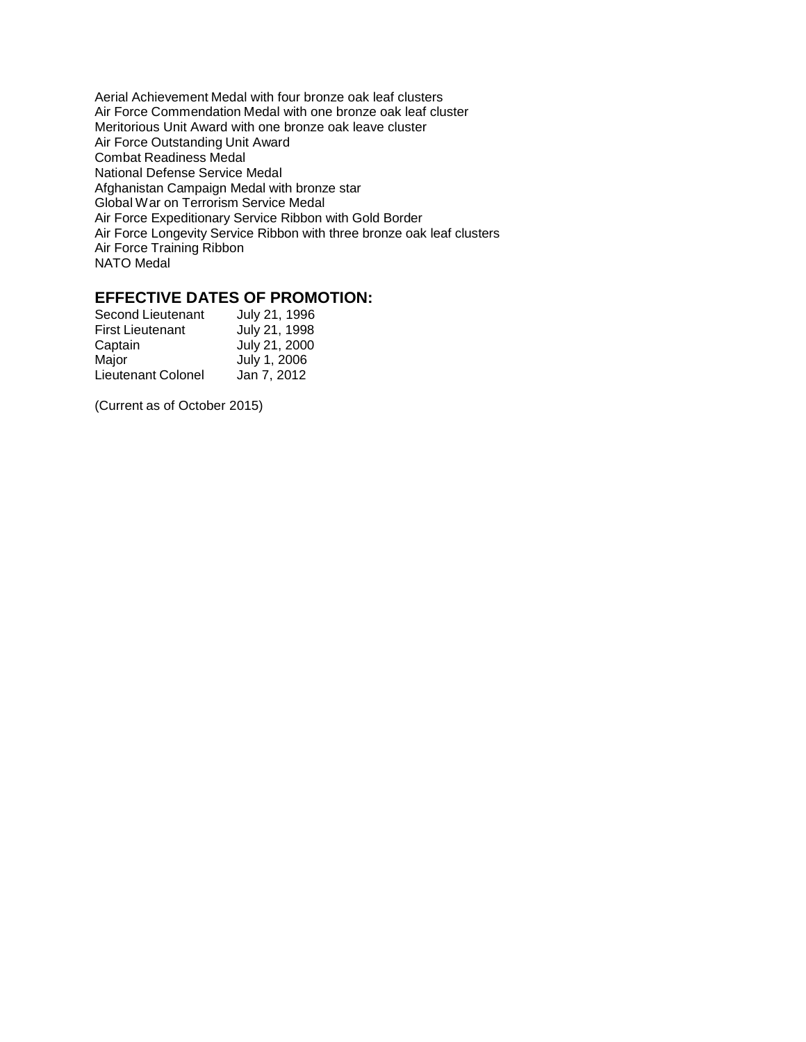Aerial Achievement Medal with four bronze oak leaf clusters
Air Force Commendation Medal with one bronze oak leaf cluster
Meritorious Unit Award with one bronze oak leave cluster
Air Force Outstanding Unit Award
Combat Readiness Medal
National Defense Service Medal
Afghanistan Campaign Medal with bronze star
Global War on Terrorism Service Medal
Air Force Expeditionary Service Ribbon with Gold Border
Air Force Longevity Service Ribbon with three bronze oak leaf clusters
Air Force Training Ribbon
NATO Medal

## EFFECTIVE DATES OF PROMOTION:

| | |
|---|---|
| Second Lieutenant | July 21, 1996 |
| First Lieutenant | July 21, 1998 |
| Captain | July 21, 2000 |
| Major | July 1, 2006 |
| Lieutenant Colonel | Jan 7, 2012 |

(Current as of October 2015)